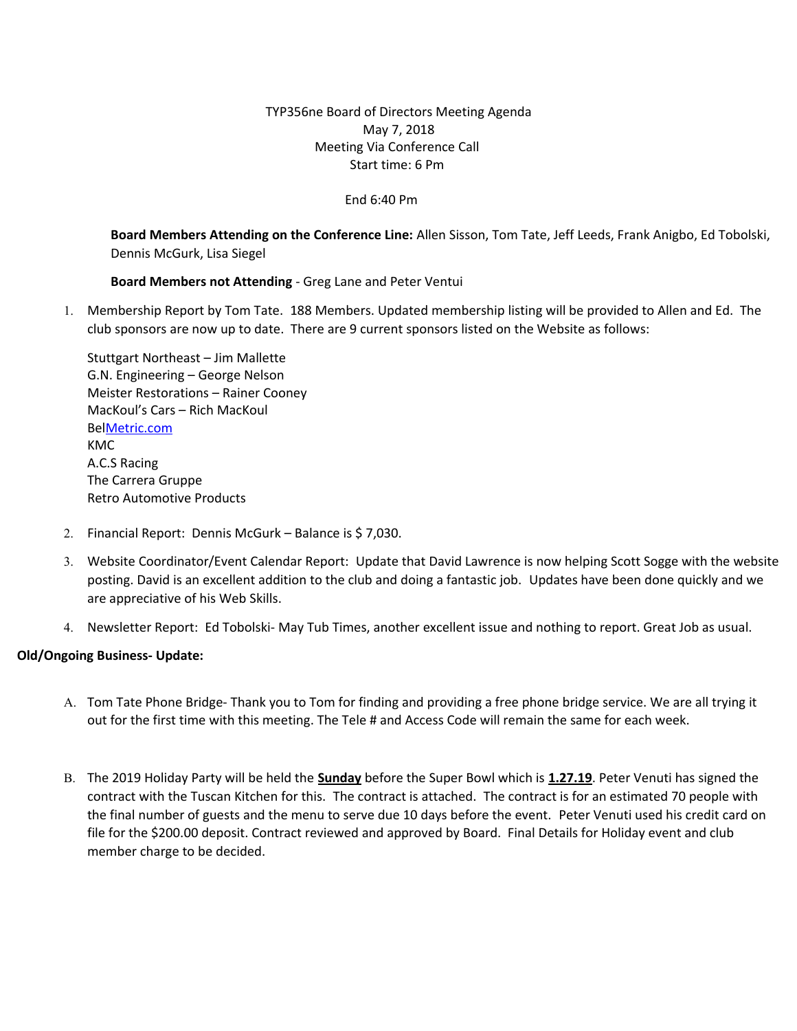TYP356ne Board of Directors Meeting Agenda
May 7, 2018
Meeting Via Conference Call
Start time: 6 Pm

End 6:40 Pm

**Board Members Attending on the Conference Line:** Allen Sisson, Tom Tate, Jeff Leeds, Frank Anigbo, Ed Tobolski, Dennis McGurk, Lisa Siegel

**Board Members not Attending** - Greg Lane and Peter Ventui

1. Membership Report by Tom Tate. 188 Members. Updated membership listing will be provided to Allen and Ed. The club sponsors are now up to date. There are 9 current sponsors listed on the Website as follows:

   Stuttgart Northeast – Jim Mallette
   G.N. Engineering – George Nelson
   Meister Restorations – Rainer Cooney
   MacKoul's Cars – Rich MacKoul
   BelMetric.com
   KMC
   A.C.S Racing
   The Carrera Gruppe
   Retro Automotive Products

2. Financial Report: Dennis McGurk – Balance is $ 7,030.
3. Website Coordinator/Event Calendar Report: Update that David Lawrence is now helping Scott Sogge with the website posting. David is an excellent addition to the club and doing a fantastic job. Updates have been done quickly and we are appreciative of his Web Skills.
4. Newsletter Report: Ed Tobolski- May Tub Times, another excellent issue and nothing to report. Great Job as usual.

**Old/Ongoing Business- Update:**

A. Tom Tate Phone Bridge- Thank you to Tom for finding and providing a free phone bridge service. We are all trying it out for the first time with this meeting. The Tele # and Access Code will remain the same for each week.

B. The 2019 Holiday Party will be held the **<u>Sunday</u>** before the Super Bowl which is **<u>1.27.19</u>**. Peter Venuti has signed the contract with the Tuscan Kitchen for this. The contract is attached. The contract is for an estimated 70 people with the final number of guests and the menu to serve due 10 days before the event. Peter Venuti used his credit card on file for the $200.00 deposit. Contract reviewed and approved by Board. Final Details for Holiday event and club member charge to be decided.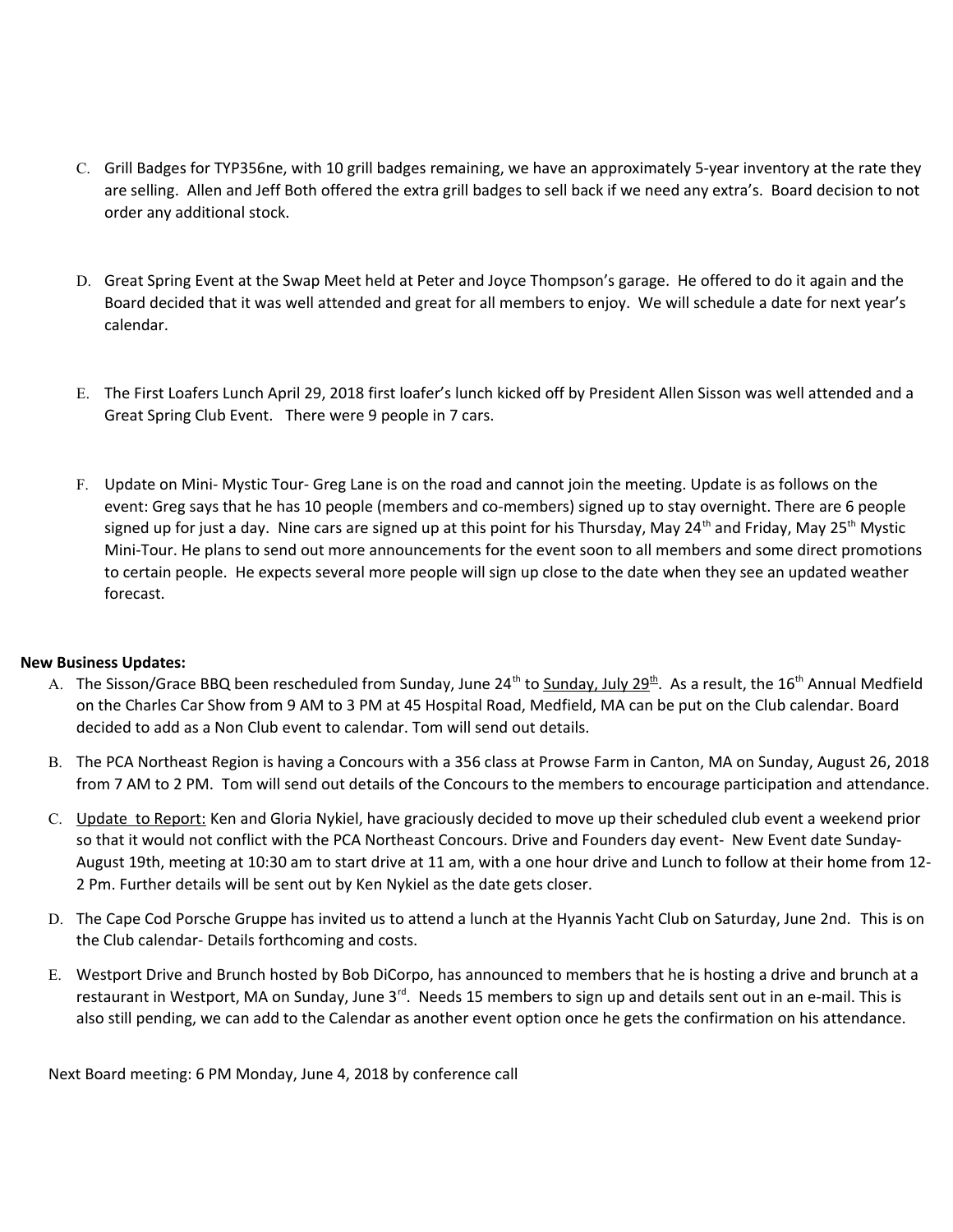C. Grill Badges for TYP356ne, with 10 grill badges remaining, we have an approximately 5-year inventory at the rate they are selling. Allen and Jeff Both offered the extra grill badges to sell back if we need any extra's. Board decision to not order any additional stock.

D. Great Spring Event at the Swap Meet held at Peter and Joyce Thompson's garage. He offered to do it again and the Board decided that it was well attended and great for all members to enjoy. We will schedule a date for next year's calendar.

E. The First Loafers Lunch April 29, 2018 first loafer's lunch kicked off by President Allen Sisson was well attended and a Great Spring Club Event. There were 9 people in 7 cars.

F. Update on Mini- Mystic Tour- Greg Lane is on the road and cannot join the meeting. Update is as follows on the event: Greg says that he has 10 people (members and co-members) signed up to stay overnight. There are 6 people signed up for just a day. Nine cars are signed up at this point for his Thursday, May 24th and Friday, May 25th Mystic Mini-Tour. He plans to send out more announcements for the event soon to all members and some direct promotions to certain people. He expects several more people will sign up close to the date when they see an updated weather forecast.

**New Business Updates:**

A. The Sisson/Grace BBQ been rescheduled from Sunday, June 24th to <u>Sunday, July 29th</u>. As a result, the 16th Annual Medfield on the Charles Car Show from 9 AM to 3 PM at 45 Hospital Road, Medfield, MA can be put on the Club calendar. Board decided to add as a Non Club event to calendar. Tom will send out details.

B. The PCA Northeast Region is having a Concours with a 356 class at Prowse Farm in Canton, MA on Sunday, August 26, 2018 from 7 AM to 2 PM. Tom will send out details of the Concours to the members to encourage participation and attendance.

C. <u>Update to Report:</u> Ken and Gloria Nykiel, have graciously decided to move up their scheduled club event a weekend prior so that it would not conflict with the PCA Northeast Concours. Drive and Founders day event- New Event date Sunday- August 19th, meeting at 10:30 am to start drive at 11 am, with a one hour drive and Lunch to follow at their home from 12-2 Pm. Further details will be sent out by Ken Nykiel as the date gets closer.

D. The Cape Cod Porsche Gruppe has invited us to attend a lunch at the Hyannis Yacht Club on Saturday, June 2nd. This is on the Club calendar- Details forthcoming and costs.

E. Westport Drive and Brunch hosted by Bob DiCorpo, has announced to members that he is hosting a drive and brunch at a restaurant in Westport, MA on Sunday, June 3rd. Needs 15 members to sign up and details sent out in an e-mail. This is also still pending, we can add to the Calendar as another event option once he gets the confirmation on his attendance.

Next Board meeting: 6 PM Monday, June 4, 2018 by conference call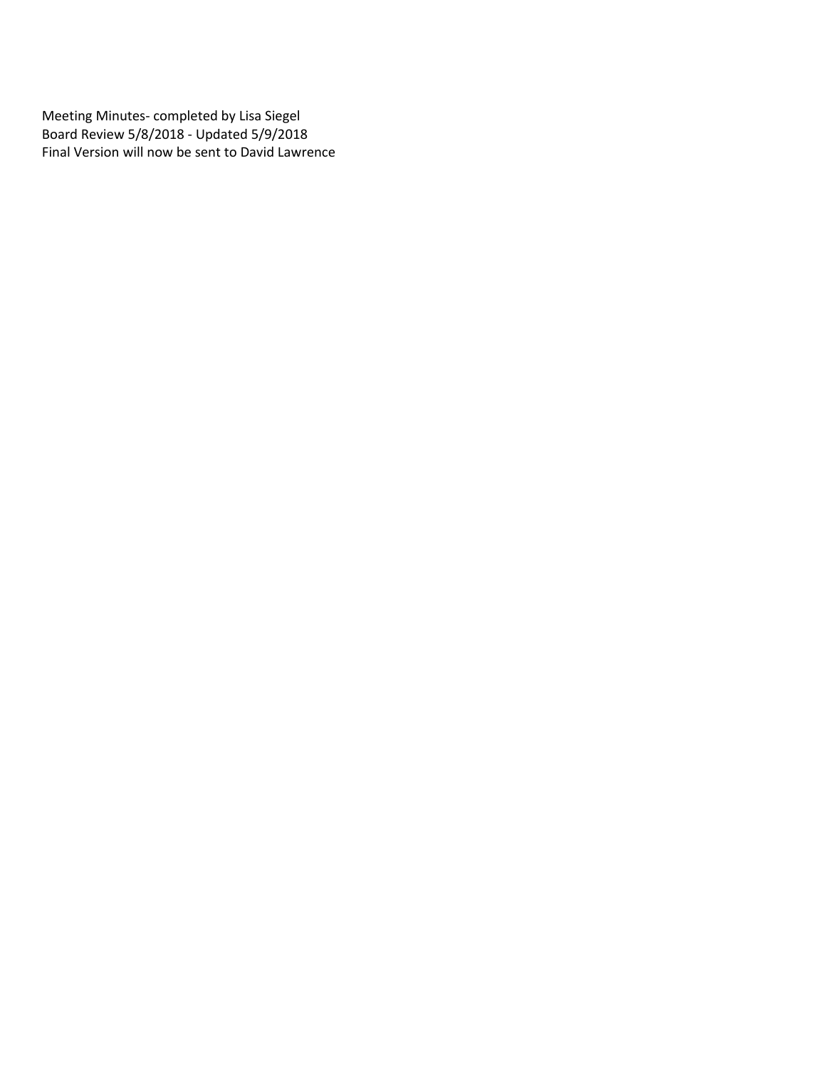Meeting Minutes- completed by Lisa Siegel
Board Review 5/8/2018 - Updated 5/9/2018
Final Version will now be sent to David Lawrence